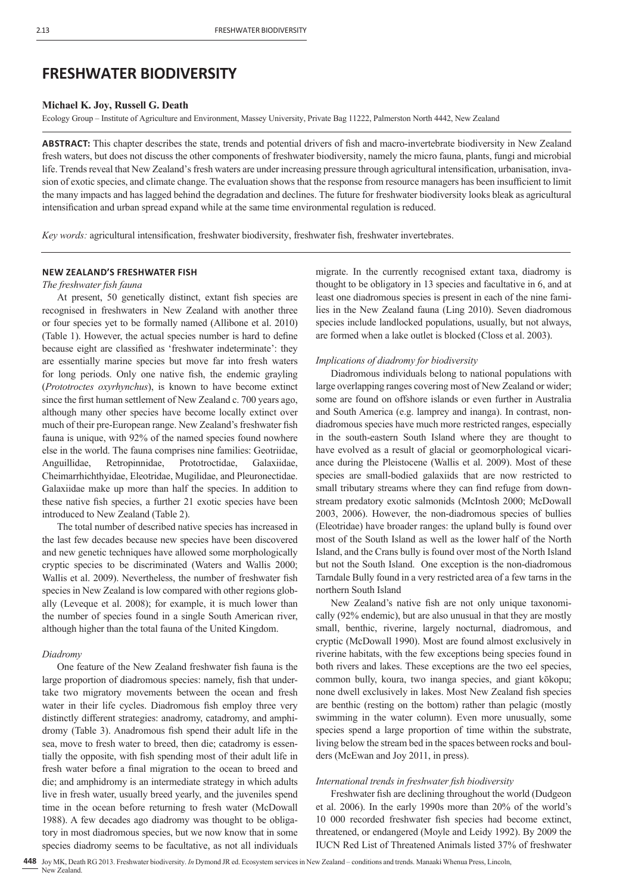# FRESHWATER BIODIVERSITY

**Michael K. Joy, Russell G. Death**

Ecology Group – Institute of Agriculture and Environment, Massey University, Private Bag 11222, Palmerston North 4442, New Zealand

**ABSTRACT:** This chapter describes the state, trends and potential drivers of fish and macro-invertebrate biodiversity in New Zealand fresh waters, but does not discuss the other components of freshwater biodiversity, namely the micro fauna, plants, fungi and microbial life. Trends reveal that New Zealand's fresh waters are under increasing pressure through agricultural intensification, urbanisation, invasion of exotic species, and climate change. The evaluation shows that the response from resource managers has been insufficient to limit the many impacts and has lagged behind the degradation and declines. The future for freshwater biodiversity looks bleak as agricultural intensification and urban spread expand while at the same time environmental regulation is reduced.

*Key words:* agricultural intensification, freshwater biodiversity, freshwater fish, freshwater invertebrates.

## NEW ZEALAND'S FRESHWATER FISH

### *The freshwater fish fauna*

At present, 50 genetically distinct, extant fish species are recognised in freshwaters in New Zealand with another three or four species yet to be formally named (Allibone et al. 2010) (Table 1). However, the actual species number is hard to define because eight are classified as 'freshwater indeterminate': they are essentially marine species but move far into fresh waters for long periods. Only one native fish, the endemic grayling (*Prototroctes oxyrhynchus*), is known to have become extinct since the first human settlement of New Zealand c. 700 years ago, although many other species have become locally extinct over much of their pre-European range. New Zealand's freshwater fish fauna is unique, with 92% of the named species found nowhere else in the world. The fauna comprises nine families: Geotriidae, Anguillidae, Retropinnidae, Prototroctidae, Galaxiidae, Cheimarrhichthyidae, Eleotridae, Mugilidae, and Pleuronectidae. Galaxiidae make up more than half the species. In addition to these native fish species, a further 21 exotic species have been introduced to New Zealand (Table 2).

The total number of described native species has increased in the last few decades because new species have been discovered and new genetic techniques have allowed some morphologically cryptic species to be discriminated (Waters and Wallis 2000; Wallis et al. 2009). Nevertheless, the number of freshwater fish species in New Zealand is low compared with other regions globally (Leveque et al. 2008); for example, it is much lower than the number of species found in a single South American river, although higher than the total fauna of the United Kingdom.

### *Diadromy*

One feature of the New Zealand freshwater fish fauna is the large proportion of diadromous species: namely, fish that undertake two migratory movements between the ocean and fresh water in their life cycles. Diadromous fish employ three very distinctly different strategies: anadromy, catadromy, and amphidromy (Table 3). Anadromous fish spend their adult life in the sea, move to fresh water to breed, then die; catadromy is essentially the opposite, with fish spending most of their adult life in fresh water before a final migration to the ocean to breed and die; and amphidromy is an intermediate strategy in which adults live in fresh water, usually breed yearly, and the juveniles spend time in the ocean before returning to fresh water (McDowall 1988). A few decades ago diadromy was thought to be obligatory in most diadromous species, but we now know that in some species diadromy seems to be facultative, as not all individuals migrate. In the currently recognised extant taxa, diadromy is thought to be obligatory in 13 species and facultative in 6, and at least one diadromous species is present in each of the nine families in the New Zealand fauna (Ling 2010). Seven diadromous species include landlocked populations, usually, but not always, are formed when a lake outlet is blocked (Closs et al. 2003).

### *Implications of diadromy for biodiversity*

Diadromous individuals belong to national populations with large overlapping ranges covering most of New Zealand or wider; some are found on offshore islands or even further in Australia and South America (e.g. lamprey and inanga). In contrast, non-diadromous species have much more restricted ranges, especially in the south-eastern South Island where they are thought to have evolved as a result of glacial or geomorphological vicariance during the Pleistocene (Wallis et al. 2009). Most of these species are small-bodied galaxiids that are now restricted to small tributary streams where they can find refuge from downstream predatory exotic salmonids (McIntosh 2000; McDowall 2003, 2006). However, the non-diadromous species of bullies (Eleotridae) have broader ranges: the upland bully is found over most of the South Island as well as the lower half of the North Island, and the Crans bully is found over most of the North Island but not the South Island. One exception is the non-diadromous Tarndale Bully found in a very restricted area of a few tarns in the northern South Island

New Zealand's native fish are not only unique taxonomically (92% endemic), but are also unusual in that they are mostly small, benthic, riverine, largely nocturnal, diadromous, and cryptic (McDowall 1990). Most are found almost exclusively in riverine habitats, with the few exceptions being species found in both rivers and lakes. These exceptions are the two eel species, common bully, koura, two inanga species, and giant kōkopu; none dwell exclusively in lakes. Most New Zealand fish species are benthic (resting on the bottom) rather than pelagic (mostly swimming in the water column). Even more unusually, some species spend a large proportion of time within the substrate, living below the stream bed in the spaces between rocks and boulders (McEwan and Joy 2011, in press).

### *International trends in freshwater fish biodiversity*

Freshwater fish are declining throughout the world (Dudgeon et al. 2006). In the early 1990s more than 20% of the world's 10 000 recorded freshwater fish species had become extinct, threatened, or endangered (Moyle and Leidy 1992). By 2009 the IUCN Red List of Threatened Animals listed 37% of freshwater

Joy MK, Death RG 2013. Freshwater biodiversity. *In* Dymond JR ed. Ecosystem services in New Zealand – conditions and trends. Manaaki Whenua Press, Lincoln, New Zealand.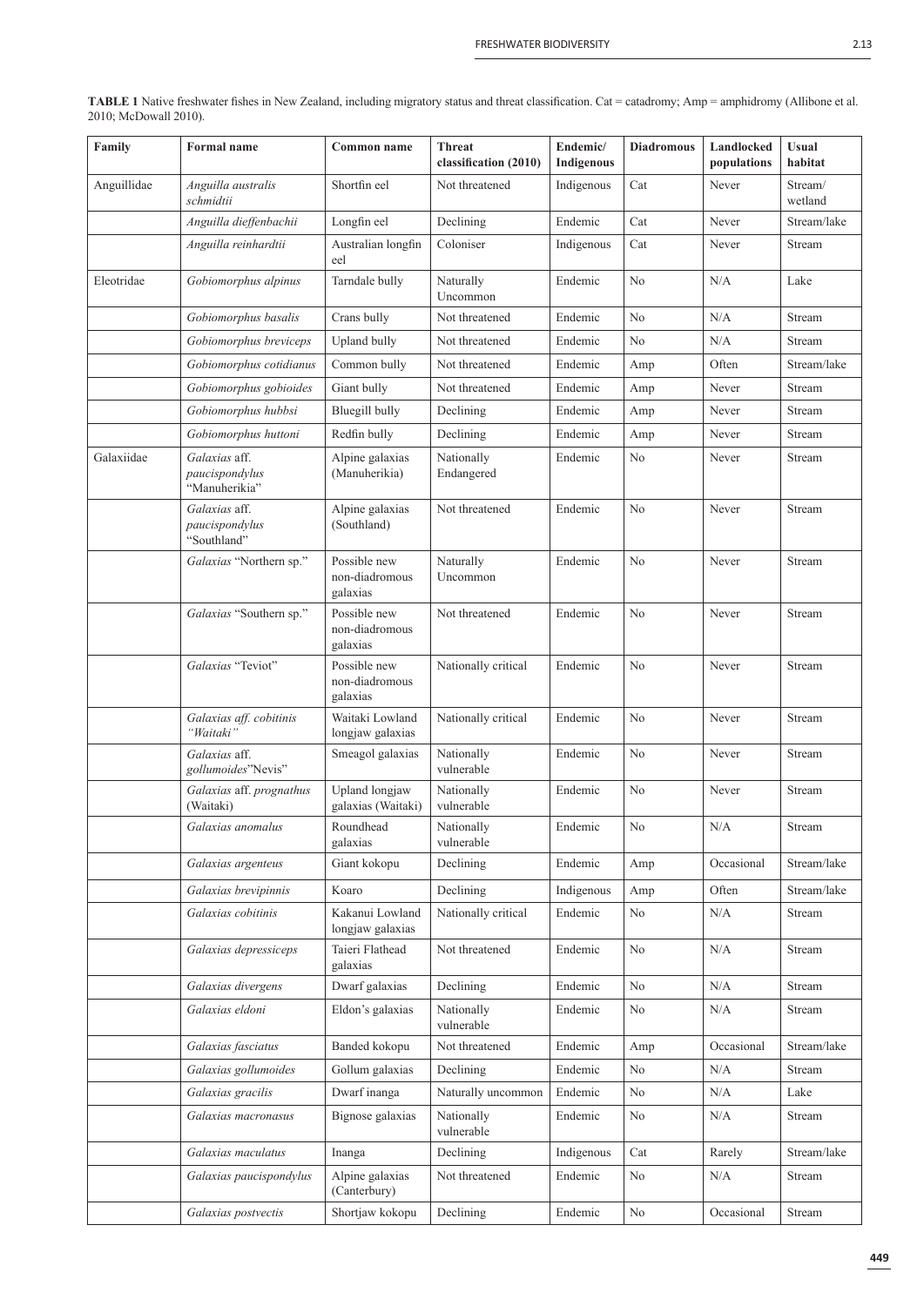**TABLE 1** Native freshwater fishes in New Zealand, including migratory status and threat classification. Cat = catadromy; Amp = amphidromy (Allibone et al. 2010; McDowall 2010).

| Family | Formal name | Common name | Threat classification (2010) | Endemic/ Indigenous | Diadromous | Landlocked populations | Usual habitat |
|---|---|---|---|---|---|---|---|
| Anguillidae | *Anguilla australis schmidtii* | Shortfin eel | Not threatened | Indigenous | Cat | Never | Stream/ wetland |
| | *Anguilla dieffenbachii* | Longfin eel | Declining | Endemic | Cat | Never | Stream/lake |
| | *Anguilla reinhardtii* | Australian longfin eel | Coloniser | Indigenous | Cat | Never | Stream |
| Eleotridae | *Gobiomorphus alpinus* | Tarndale bully | Naturally Uncommon | Endemic | No | N/A | Lake |
| | *Gobiomorphus basalis* | Crans bully | Not threatened | Endemic | No | N/A | Stream |
| | *Gobiomorphus breviceps* | Upland bully | Not threatened | Endemic | No | N/A | Stream |
| | *Gobiomorphus cotidianus* | Common bully | Not threatened | Endemic | Amp | Often | Stream/lake |
| | *Gobiomorphus gobioides* | Giant bully | Not threatened | Endemic | Amp | Never | Stream |
| | *Gobiomorphus hubbsi* | Bluegill bully | Declining | Endemic | Amp | Never | Stream |
| | *Gobiomorphus huttoni* | Redfin bully | Declining | Endemic | Amp | Never | Stream |
| Galaxiidae | *Galaxias* aff. *paucispondylus* "Manuherikia" | Alpine galaxias (Manuherikia) | Nationally Endangered | Endemic | No | Never | Stream |
| | *Galaxias* aff. *paucispondylus* "Southland" | Alpine galaxias (Southland) | Not threatened | Endemic | No | Never | Stream |
| | *Galaxias* "Northern sp." | Possible new non-diadromous galaxias | Naturally Uncommon | Endemic | No | Never | Stream |
| | *Galaxias* "Southern sp." | Possible new non-diadromous galaxias | Not threatened | Endemic | No | Never | Stream |
| | *Galaxias* "Teviot" | Possible new non-diadromous galaxias | Nationally critical | Endemic | No | Never | Stream |
| | *Galaxias aff. cobitinis "Waitaki"* | Waitaki Lowland longjaw galaxias | Nationally critical | Endemic | No | Never | Stream |
| | *Galaxias* aff. *gollumoides*"Nevis" | Smeagol galaxias | Nationally vulnerable | Endemic | No | Never | Stream |
| | *Galaxias* aff. *prognathus* (Waitaki) | Upland longjaw galaxias (Waitaki) | Nationally vulnerable | Endemic | No | Never | Stream |
| | *Galaxias anomalus* | Roundhead galaxias | Nationally vulnerable | Endemic | No | N/A | Stream |
| | *Galaxias argenteus* | Giant kokopu | Declining | Endemic | Amp | Occasional | Stream/lake |
| | *Galaxias brevipinnis* | Koaro | Declining | Indigenous | Amp | Often | Stream/lake |
| | *Galaxias cobitinis* | Kakanui Lowland longjaw galaxias | Nationally critical | Endemic | No | N/A | Stream |
| | *Galaxias depressiceps* | Taieri Flathead galaxias | Not threatened | Endemic | No | N/A | Stream |
| | *Galaxias divergens* | Dwarf galaxias | Declining | Endemic | No | N/A | Stream |
| | *Galaxias eldoni* | Eldon's galaxias | Nationally vulnerable | Endemic | No | N/A | Stream |
| | *Galaxias fasciatus* | Banded kokopu | Not threatened | Endemic | Amp | Occasional | Stream/lake |
| | *Galaxias gollumoides* | Gollum galaxias | Declining | Endemic | No | N/A | Stream |
| | *Galaxias gracilis* | Dwarf inanga | Naturally uncommon | Endemic | No | N/A | Lake |
| | *Galaxias macronasus* | Bignose galaxias | Nationally vulnerable | Endemic | No | N/A | Stream |
| | *Galaxias maculatus* | Inanga | Declining | Indigenous | Cat | Rarely | Stream/lake |
| | *Galaxias paucispondylus* | Alpine galaxias (Canterbury) | Not threatened | Endemic | No | N/A | Stream |
| | *Galaxias postvectis* | Shortjaw kokopu | Declining | Endemic | No | Occasional | Stream |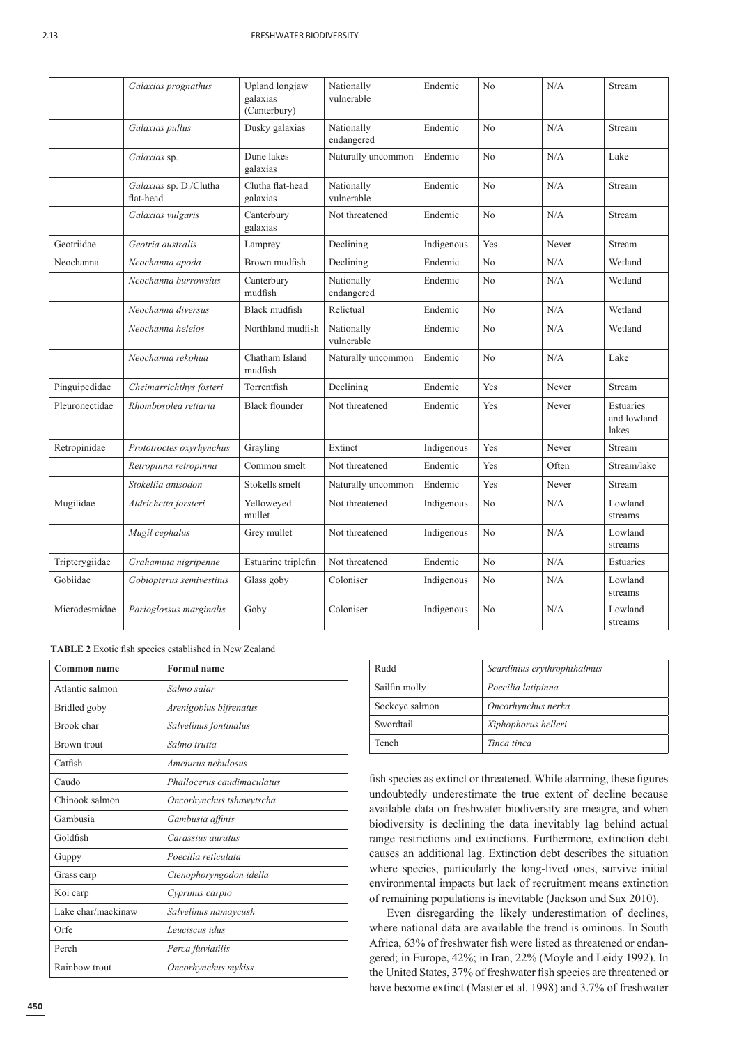| | | | | | | | |
|---|---|---|---|---|---|---|---|
| | *Galaxias prognathus* | Upland longjaw galaxias (Canterbury) | Nationally vulnerable | Endemic | No | N/A | Stream |
| | *Galaxias pullus* | Dusky galaxias | Nationally endangered | Endemic | No | N/A | Stream |
| | *Galaxias* sp. | Dune lakes galaxias | Naturally uncommon | Endemic | No | N/A | Lake |
| | *Galaxias* sp. D./Clutha flat-head | Clutha flat-head galaxias | Nationally vulnerable | Endemic | No | N/A | Stream |
| | *Galaxias vulgaris* | Canterbury galaxias | Not threatened | Endemic | No | N/A | Stream |
| Geotriidae | *Geotria australis* | Lamprey | Declining | Indigenous | Yes | Never | Stream |
| Neochanna | *Neochanna apoda* | Brown mudfish | Declining | Endemic | No | N/A | Wetland |
| | *Neochanna burrowsius* | Canterbury mudfish | Nationally endangered | Endemic | No | N/A | Wetland |
| | *Neochanna diversus* | Black mudfish | Relictual | Endemic | No | N/A | Wetland |
| | *Neochanna heleios* | Northland mudfish | Nationally vulnerable | Endemic | No | N/A | Wetland |
| | *Neochanna rekohua* | Chatham Island mudfish | Naturally uncommon | Endemic | No | N/A | Lake |
| Pinguipedidae | *Cheimarrichthys fosteri* | Torrentfish | Declining | Endemic | Yes | Never | Stream |
| Pleuronectidae | *Rhombosolea retiaria* | Black flounder | Not threatened | Endemic | Yes | Never | Estuaries and lowland lakes |
| Retropinidae | *Prototroctes oxyrhynchus* | Grayling | Extinct | Indigenous | Yes | Never | Stream |
| | *Retropinna retropinna* | Common smelt | Not threatened | Endemic | Yes | Often | Stream/lake |
| | *Stokellia anisodon* | Stokells smelt | Naturally uncommon | Endemic | Yes | Never | Stream |
| Mugilidae | *Aldrichetta forsteri* | Yelloweyed mullet | Not threatened | Indigenous | No | N/A | Lowland streams |
| | *Mugil cephalus* | Grey mullet | Not threatened | Indigenous | No | N/A | Lowland streams |
| Tripterygiidae | *Grahamina nigripenne* | Estuarine triplefin | Not threatened | Endemic | No | N/A | Estuaries |
| Gobiidae | *Gobiopterus semivestitus* | Glass goby | Coloniser | Indigenous | No | N/A | Lowland streams |
| Microdesmidae | *Parioglossus marginalis* | Goby | Coloniser | Indigenous | No | N/A | Lowland streams |

**TABLE 2** Exotic fish species established in New Zealand

| Common name | Formal name |
|---|---|
| Atlantic salmon | *Salmo salar* |
| Bridled goby | *Arenigobius bifrenatus* |
| Brook char | *Salvelinus fontinalus* |
| Brown trout | *Salmo trutta* |
| Catfish | *Ameiurus nebulosus* |
| Caudo | *Phallocerus caudimaculatus* |
| Chinook salmon | *Oncorhynchus tshawytscha* |
| Gambusia | *Gambusia affinis* |
| Goldfish | *Carassius auratus* |
| Guppy | *Poecilia reticulata* |
| Grass carp | *Ctenophoryngodon idella* |
| Koi carp | *Cyprinus carpio* |
| Lake char/mackinaw | *Salvelinus namaycush* |
| Orfe | *Leuciscus idus* |
| Perch | *Perca fluviatilis* |
| Rainbow trout | *Oncorhynchus mykiss* |
| Rudd | *Scardinius erythrophthalmus* |
| Sailfin molly | *Poecilia latipinna* |
| Sockeye salmon | *Oncorhynchus nerka* |
| Swordtail | *Xiphophorus helleri* |
| Tench | *Tinca tinca* |

fish species as extinct or threatened. While alarming, these figures undoubtedly underestimate the true extent of decline because available data on freshwater biodiversity are meagre, and when biodiversity is declining the data inevitably lag behind actual range restrictions and extinctions. Furthermore, extinction debt causes an additional lag. Extinction debt describes the situation where species, particularly the long-lived ones, survive initial environmental impacts but lack of recruitment means extinction of remaining populations is inevitable (Jackson and Sax 2010).

Even disregarding the likely underestimation of declines, where national data are available the trend is ominous. In South Africa, 63% of freshwater fish were listed as threatened or endangered; in Europe, 42%; in Iran, 22% (Moyle and Leidy 1992). In the United States, 37% of freshwater fish species are threatened or have become extinct (Master et al. 1998) and 3.7% of freshwater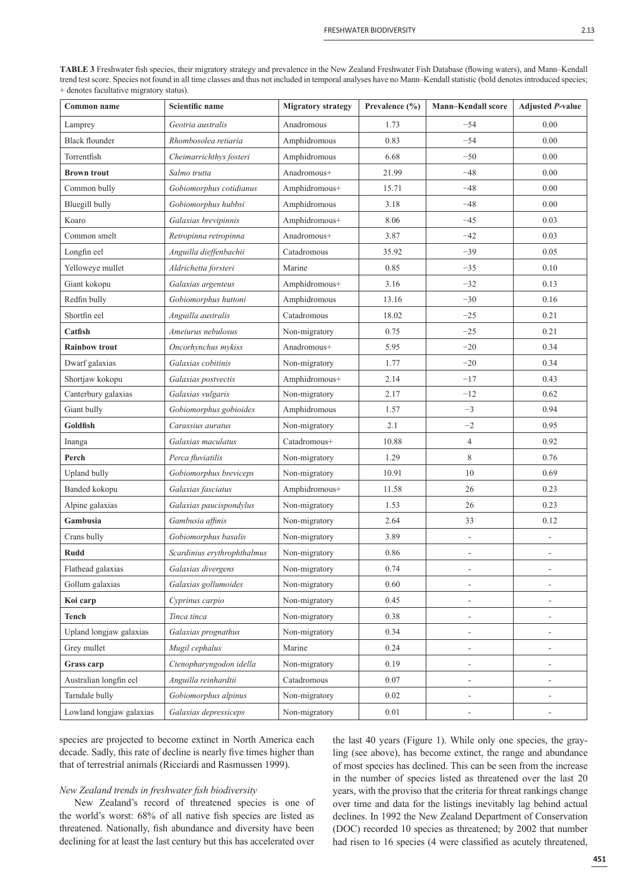**TABLE 3** Freshwater fish species, their migratory strategy and prevalence in the New Zealand Freshwater Fish Database (flowing waters), and Mann–Kendall trend test score. Species not found in all time classes and thus not included in temporal analyses have no Mann–Kendall statistic (bold denotes introduced species; + denotes facultative migratory status).

| Common name | Scientific name | Migratory strategy | Prevalence (%) | Mann–Kendall score | Adjusted *P*-value |
|---|---|---|---|---|---|
| Lamprey | *Geotria australis* | Anadromous | 1.73 | −54 | 0.00 |
| Black flounder | *Rhombosolea retiaria* | Amphidromous | 0.83 | −54 | 0.00 |
| Torrentfish | *Cheimarrichthys fosteri* | Amphidromous | 6.68 | −50 | 0.00 |
| **Brown trout** | *Salmo trutta* | Anadromous+ | 21.99 | −48 | 0.00 |
| Common bully | *Gobiomorphus cotidianus* | Amphidromous+ | 15.71 | −48 | 0.00 |
| Bluegill bully | *Gobiomorphus hubbsi* | Amphidromous | 3.18 | −48 | 0.00 |
| Koaro | *Galaxias brevipinnis* | Amphidromous+ | 8.06 | −45 | 0.03 |
| Common smelt | *Retropinna retropinna* | Anadromous+ | 3.87 | −42 | 0.03 |
| Longfin eel | *Anguilla dieffenbachii* | Catadromous | 35.92 | −39 | 0.05 |
| Yelloweye mullet | *Aldrichetta forsteri* | Marine | 0.85 | −35 | 0.10 |
| Giant kokopu | *Galaxias argenteus* | Amphidromous+ | 3.16 | −32 | 0.13 |
| Redfin bully | *Gobiomorphus huttoni* | Amphidromous | 13.16 | −30 | 0.16 |
| Shortfin eel | *Anguilla australis* | Catadromous | 18.02 | −25 | 0.21 |
| **Catfish** | *Ameiurus nebulosus* | Non-migratory | 0.75 | −25 | 0.21 |
| **Rainbow trout** | *Oncorhynchus mykiss* | Anadromous+ | 5.95 | −20 | 0.34 |
| Dwarf galaxias | *Galaxias cobitinis* | Non-migratory | 1.77 | −20 | 0.34 |
| Shortjaw kokopu | *Galaxias postvectis* | Amphidromous+ | 2.14 | −17 | 0.43 |
| Canterbury galaxias | *Galaxias vulgaris* | Non-migratory | 2.17 | −12 | 0.62 |
| Giant bully | *Gobiomorphus gobioides* | Amphidromous | 1.57 | −3 | 0.94 |
| **Goldfish** | *Carassius auratus* | Non-migratory | 2.1 | −2 | 0.95 |
| Inanga | *Galaxias maculatus* | Catadromous+ | 10.88 | 4 | 0.92 |
| **Perch** | *Perca fluviatilis* | Non-migratory | 1.29 | 8 | 0.76 |
| Upland bully | *Gobiomorphus breviceps* | Non-migratory | 10.91 | 10 | 0.69 |
| Banded kokopu | *Galaxias fasciatus* | Amphidromous+ | 11.58 | 26 | 0.23 |
| Alpine galaxias | *Galaxias paucispondylus* | Non-migratory | 1.53 | 26 | 0.23 |
| **Gambusia** | *Gambusia affinis* | Non-migratory | 2.64 | 33 | 0.12 |
| Crans bully | *Gobiomorphus basalis* | Non-migratory | 3.89 | - | - |
| **Rudd** | *Scardinius erythrophthalmus* | Non-migratory | 0.86 | - | - |
| Flathead galaxias | *Galaxias divergens* | Non-migratory | 0.74 | - | - |
| Gollum galaxias | *Galaxias gollumoides* | Non-migratory | 0.60 | - | - |
| **Koi carp** | *Cyprinus carpio* | Non-migratory | 0.45 | - | - |
| **Tench** | *Tinca tinca* | Non-migratory | 0.38 | - | - |
| Upland longjaw galaxias | *Galaxias prognathus* | Non-migratory | 0.34 | - | - |
| Grey mullet | *Mugil cephalus* | Marine | 0.24 | - | - |
| **Grass carp** | *Ctenopharyngodon idella* | Non-migratory | 0.19 | - | - |
| Australian longfin eel | *Anguilla reinhardtii* | Catadromous | 0.07 | - | - |
| Tarndale bully | *Gobiomorphus alpinus* | Non-migratory | 0.02 | - | - |
| Lowland longjaw galaxias | *Galaxias depressiceps* | Non-migratory | 0.01 | - | - |

species are projected to become extinct in North America each decade. Sadly, this rate of decline is nearly five times higher than that of terrestrial animals (Ricciardi and Rasmussen 1999).

*New Zealand trends in freshwater fish biodiversity*

New Zealand's record of threatened species is one of the world's worst: 68% of all native fish species are listed as threatened. Nationally, fish abundance and diversity have been declining for at least the last century but this has accelerated over the last 40 years (Figure 1). While only one species, the grayling (see above), has become extinct, the range and abundance of most species has declined. This can be seen from the increase in the number of species listed as threatened over the last 20 years, with the proviso that the criteria for threat rankings change over time and data for the listings inevitably lag behind actual declines. In 1992 the New Zealand Department of Conservation (DOC) recorded 10 species as threatened; by 2002 that number had risen to 16 species (4 were classified as acutely threatened,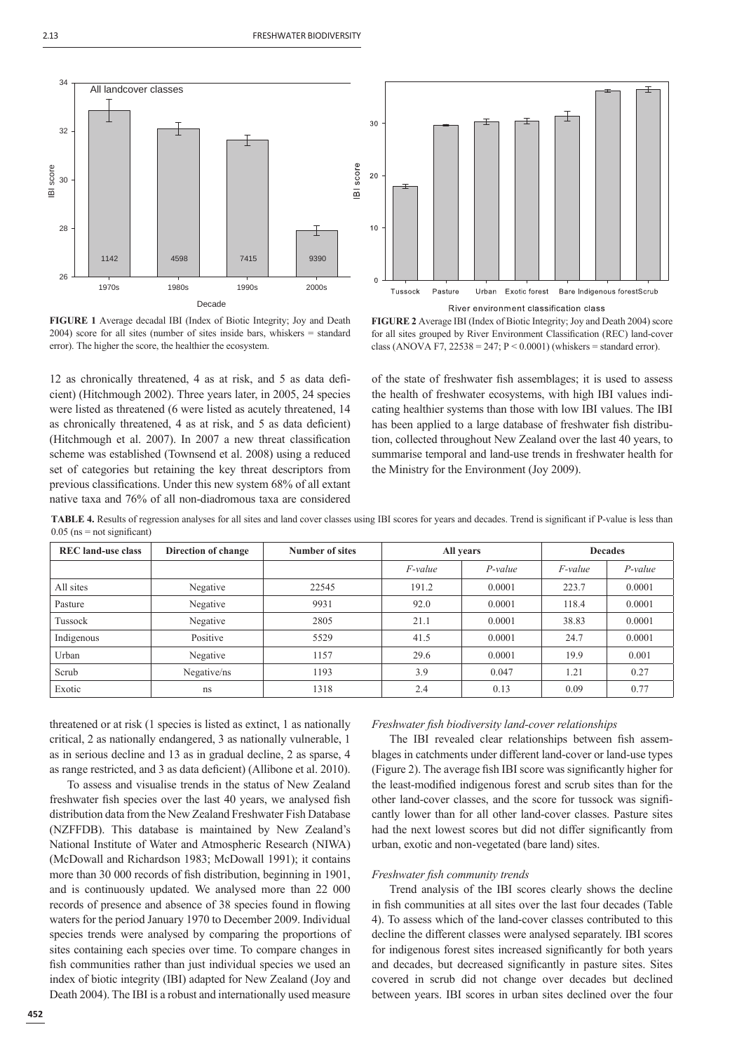**FIGURE 1** Average decadal IBI (Index of Biotic Integrity; Joy and Death 2004) score for all sites (number of sites inside bars, whiskers = standard error). The higher the score, the healthier the ecosystem.

**FIGURE 2** Average IBI (Index of Biotic Integrity; Joy and Death 2004) score for all sites grouped by River Environment Classification (REC) land-cover class (ANOVA F7, 22538 = 247; P < 0.0001) (whiskers = standard error).

12 as chronically threatened, 4 as at risk, and 5 as data deficient) (Hitchmough 2002). Three years later, in 2005, 24 species were listed as threatened (6 were listed as acutely threatened, 14 as chronically threatened, 4 as at risk, and 5 as data deficient) (Hitchmough et al. 2007). In 2007 a new threat classification scheme was established (Townsend et al. 2008) using a reduced set of categories but retaining the key threat descriptors from previous classifications. Under this new system 68% of all extant native taxa and 76% of all non-diadromous taxa are considered threatened or at risk (1 species is listed as extinct, 1 as nationally critical, 2 as nationally endangered, 3 as nationally vulnerable, 1 as in serious decline and 13 as in gradual decline, 2 as sparse, 4 as range restricted, and 3 as data deficient) (Allibone et al. 2010).

To assess and visualise trends in the status of New Zealand freshwater fish species over the last 40 years, we analysed fish distribution data from the New Zealand Freshwater Fish Database (NZFFDB). This database is maintained by New Zealand's National Institute of Water and Atmospheric Research (NIWA) (McDowall and Richardson 1983; McDowall 1991); it contains more than 30 000 records of fish distribution, beginning in 1901, and is continuously updated. We analysed more than 22 000 records of presence and absence of 38 species found in flowing waters for the period January 1970 to December 2009. Individual species trends were analysed by comparing the proportions of sites containing each species over time. To compare changes in fish communities rather than just individual species we used an index of biotic integrity (IBI) adapted for New Zealand (Joy and Death 2004). The IBI is a robust and internationally used measure of the state of freshwater fish assemblages; it is used to assess the health of freshwater ecosystems, with high IBI values indicating healthier systems than those with low IBI values. The IBI has been applied to a large database of freshwater fish distribution, collected throughout New Zealand over the last 40 years, to summarise temporal and land-use trends in freshwater health for the Ministry for the Environment (Joy 2009).

**TABLE 4.** Results of regression analyses for all sites and land cover classes using IBI scores for years and decades. Trend is significant if P-value is less than 0.05 (ns = not significant)

| REC land-use class | Direction of change | Number of sites | All years | | Decades | |
|---|---|---|---|---|---|---|
| | | | *F-value* | *P-value* | *F-value* | *P-value* |
| All sites | Negative | 22545 | 191.2 | 0.0001 | 223.7 | 0.0001 |
| Pasture | Negative | 9931 | 92.0 | 0.0001 | 118.4 | 0.0001 |
| Tussock | Negative | 2805 | 21.1 | 0.0001 | 38.83 | 0.0001 |
| Indigenous | Positive | 5529 | 41.5 | 0.0001 | 24.7 | 0.0001 |
| Urban | Negative | 1157 | 29.6 | 0.0001 | 19.9 | 0.001 |
| Scrub | Negative/ns | 1193 | 3.9 | 0.047 | 1.21 | 0.27 |
| Exotic | ns | 1318 | 2.4 | 0.13 | 0.09 | 0.77 |

### *Freshwater fish biodiversity land-cover relationships*

The IBI revealed clear relationships between fish assemblages in catchments under different land-cover or land-use types (Figure 2). The average fish IBI score was significantly higher for the least-modified indigenous forest and scrub sites than for the other land-cover classes, and the score for tussock was significantly lower than for all other land-cover classes. Pasture sites had the next lowest scores but did not differ significantly from urban, exotic and non-vegetated (bare land) sites.

### *Freshwater fish community trends*

Trend analysis of the IBI scores clearly shows the decline in fish communities at all sites over the last four decades (Table 4). To assess which of the land-cover classes contributed to this decline the different classes were analysed separately. IBI scores for indigenous forest sites increased significantly for both years and decades, but decreased significantly in pasture sites. Sites covered in scrub did not change over decades but declined between years. IBI scores in urban sites declined over the four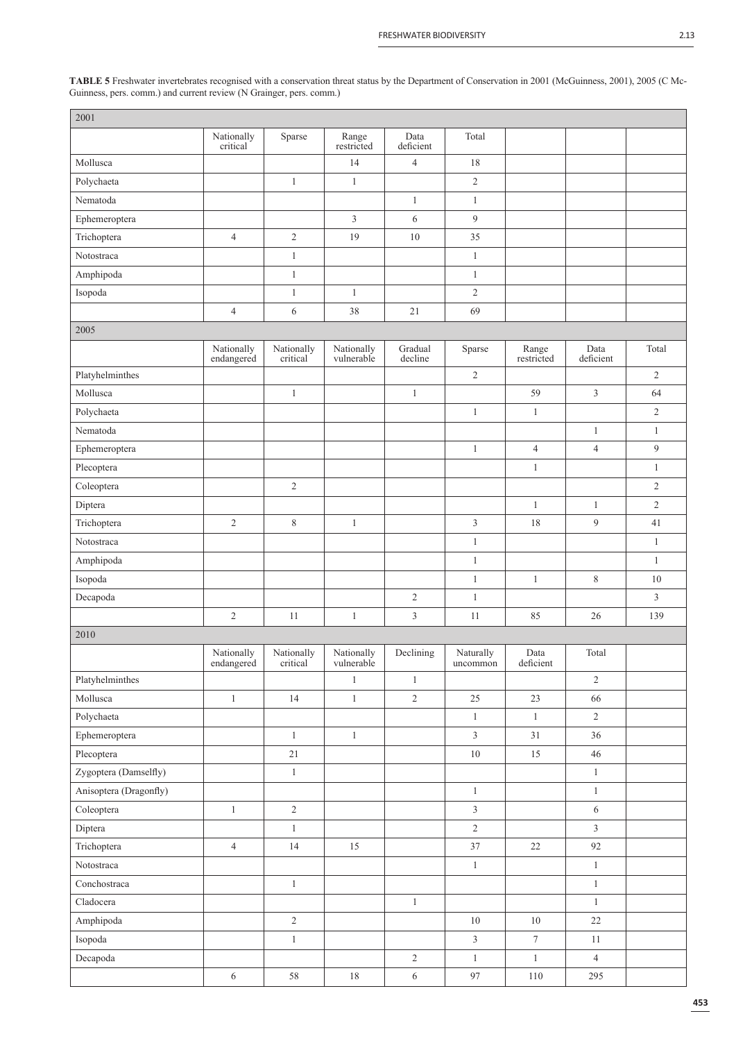**TABLE 5** Freshwater invertebrates recognised with a conservation threat status by the Department of Conservation in 2001 (McGuinness, 2001), 2005 (C McGuinness, pers. comm.) and current review (N Grainger, pers. comm.)

| 2001 | | | | | | | | |
|---|---|---|---|---|---|---|---|---|
| | Nationally critical | Sparse | Range restricted | Data deficient | Total | | | |
| Mollusca | | | 14 | 4 | 18 | | | |
| Polychaeta | | 1 | 1 | | 2 | | | |
| Nematoda | | | | 1 | 1 | | | |
| Ephemeroptera | | | 3 | 6 | 9 | | | |
| Trichoptera | 4 | 2 | 19 | 10 | 35 | | | |
| Notostraca | | 1 | | | 1 | | | |
| Amphipoda | | 1 | | | 1 | | | |
| Isopoda | | 1 | 1 | | 2 | | | |
| | 4 | 6 | 38 | 21 | 69 | | | |
| **2005** | | | | | | | | |
| | Nationally endangered | Nationally critical | Nationally vulnerable | Gradual decline | Sparse | Range restricted | Data deficient | Total |
| Platyhelminthes | | | | | 2 | | | 2 |
| Mollusca | | 1 | | 1 | | 59 | 3 | 64 |
| Polychaeta | | | | | 1 | 1 | | 2 |
| Nematoda | | | | | | | 1 | 1 |
| Ephemeroptera | | | | | 1 | 4 | 4 | 9 |
| Plecoptera | | | | | | 1 | | 1 |
| Coleoptera | | 2 | | | | | | 2 |
| Diptera | | | | | | 1 | 1 | 2 |
| Trichoptera | 2 | 8 | 1 | | 3 | 18 | 9 | 41 |
| Notostraca | | | | | 1 | | | 1 |
| Amphipoda | | | | | 1 | | | 1 |
| Isopoda | | | | | 1 | 1 | 8 | 10 |
| Decapoda | | | | 2 | 1 | | | 3 |
| | 2 | 11 | 1 | 3 | 11 | 85 | 26 | 139 |
| **2010** | | | | | | | | |
| | Nationally endangered | Nationally critical | Nationally vulnerable | Declining | Naturally uncommon | Data deficient | Total | |
| Platyhelminthes | | | 1 | 1 | | | 2 | |
| Mollusca | 1 | 14 | 1 | 2 | 25 | 23 | 66 | |
| Polychaeta | | | | | 1 | 1 | 2 | |
| Ephemeroptera | | 1 | 1 | | 3 | 31 | 36 | |
| Plecoptera | | 21 | | | 10 | 15 | 46 | |
| Zygoptera (Damselfly) | | 1 | | | | | 1 | |
| Anisoptera (Dragonfly) | | | | | 1 | | 1 | |
| Coleoptera | 1 | 2 | | | 3 | | 6 | |
| Diptera | | 1 | | | 2 | | 3 | |
| Trichoptera | 4 | 14 | 15 | | 37 | 22 | 92 | |
| Notostraca | | | | | 1 | | 1 | |
| Conchostraca | | 1 | | | | | 1 | |
| Cladocera | | | | 1 | | | 1 | |
| Amphipoda | | 2 | | | 10 | 10 | 22 | |
| Isopoda | | 1 | | | 3 | 7 | 11 | |
| Decapoda | | | | 2 | 1 | 1 | 4 | |
| | 6 | 58 | 18 | 6 | 97 | 110 | 295 | |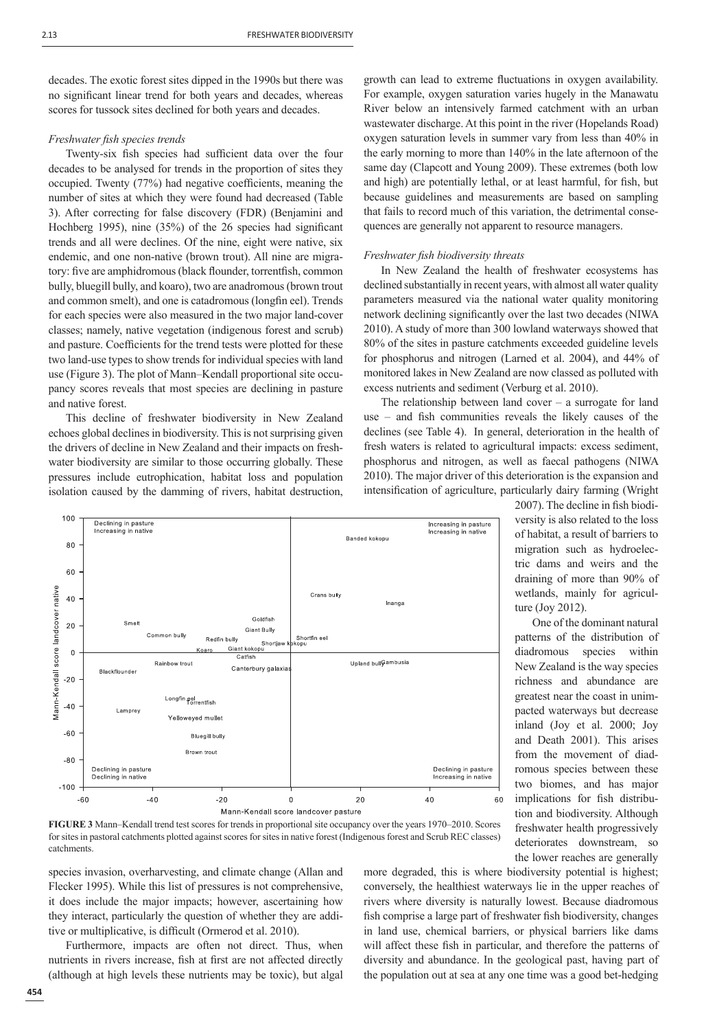decades. The exotic forest sites dipped in the 1990s but there was no significant linear trend for both years and decades, whereas scores for tussock sites declined for both years and decades.

*Freshwater fish species trends*

Twenty-six fish species had sufficient data over the four decades to be analysed for trends in the proportion of sites they occupied. Twenty (77%) had negative coefficients, meaning the number of sites at which they were found had decreased (Table 3). After correcting for false discovery (FDR) (Benjamini and Hochberg 1995), nine (35%) of the 26 species had significant trends and all were declines. Of the nine, eight were native, six endemic, and one non-native (brown trout). All nine are migratory: five are amphidromous (black flounder, torrentfish, common bully, bluegill bully, and koaro), two are anadromous (brown trout and common smelt), and one is catadromous (longfin eel). Trends for each species were also measured in the two major land-cover classes; namely, native vegetation (indigenous forest and scrub) and pasture. Coefficients for the trend tests were plotted for these two land-use types to show trends for individual species with land use (Figure 3). The plot of Mann–Kendall proportional site occupancy scores reveals that most species are declining in pasture and native forest.

This decline of freshwater biodiversity in New Zealand echoes global declines in biodiversity. This is not surprising given the drivers of decline in New Zealand and their impacts on freshwater biodiversity are similar to those occurring globally. These pressures include eutrophication, habitat loss and population isolation caused by the damming of rivers, habitat destruction, species invasion, overharvesting, and climate change (Allan and Flecker 1995). While this list of pressures is not comprehensive, it does include the major impacts; however, ascertaining how they interact, particularly the question of whether they are additive or multiplicative, is difficult (Ormerod et al. 2010).

Furthermore, impacts are often not direct. Thus, when nutrients in rivers increase, fish at first are not affected directly (although at high levels these nutrients may be toxic), but algal growth can lead to extreme fluctuations in oxygen availability. For example, oxygen saturation varies hugely in the Manawatu River below an intensively farmed catchment with an urban wastewater discharge. At this point in the river (Hopelands Road) oxygen saturation levels in summer vary from less than 40% in the early morning to more than 140% in the late afternoon of the same day (Clapcott and Young 2009). These extremes (both low and high) are potentially lethal, or at least harmful, for fish, but because guidelines and measurements are based on sampling that fails to record much of this variation, the detrimental consequences are generally not apparent to resource managers.

*Freshwater fish biodiversity threats*

In New Zealand the health of freshwater ecosystems has declined substantially in recent years, with almost all water quality parameters measured via the national water quality monitoring network declining significantly over the last two decades (NIWA 2010). A study of more than 300 lowland waterways showed that 80% of the sites in pasture catchments exceeded guideline levels for phosphorus and nitrogen (Larned et al. 2004), and 44% of monitored lakes in New Zealand are now classed as polluted with excess nutrients and sediment (Verburg et al. 2010).

The relationship between land cover – a surrogate for land use – and fish communities reveals the likely causes of the declines (see Table 4). In general, deterioration in the health of fresh waters is related to agricultural impacts: excess sediment, phosphorus and nitrogen, as well as faecal pathogens (NIWA 2010). The major driver of this deterioration is the expansion and intensification of agriculture, particularly dairy farming (Wright 2007). The decline in fish biodiversity is also related to the loss of habitat, a result of barriers to migration such as hydroelectric dams and weirs and the draining of more than 90% of wetlands, mainly for agriculture (Joy 2012).

One of the dominant natural patterns of the distribution of diadromous species within New Zealand is the way species richness and abundance are greatest near the coast in unimpacted waterways but decrease inland (Joy et al. 2000; Joy and Death 2001). This arises from the movement of diadromous species between these two biomes, and has major implications for fish distribution and biodiversity. Although freshwater health progressively deteriorates downstream, so the lower reaches are generally more degraded, this is where biodiversity potential is highest; conversely, the healthiest waterways lie in the upper reaches of rivers where diversity is naturally lowest. Because diadromous fish comprise a large part of freshwater fish biodiversity, changes in land use, chemical barriers, or physical barriers like dams will affect these fish in particular, and therefore the patterns of diversity and abundance. In the geological past, having part of the population out at sea at any one time was a good bet-hedging

**FIGURE 3** Mann–Kendall trend test scores for trends in proportional site occupancy over the years 1970–2010. Scores for sites in pastoral catchments plotted against scores for sites in native forest (Indigenous forest and Scrub REC classes) catchments.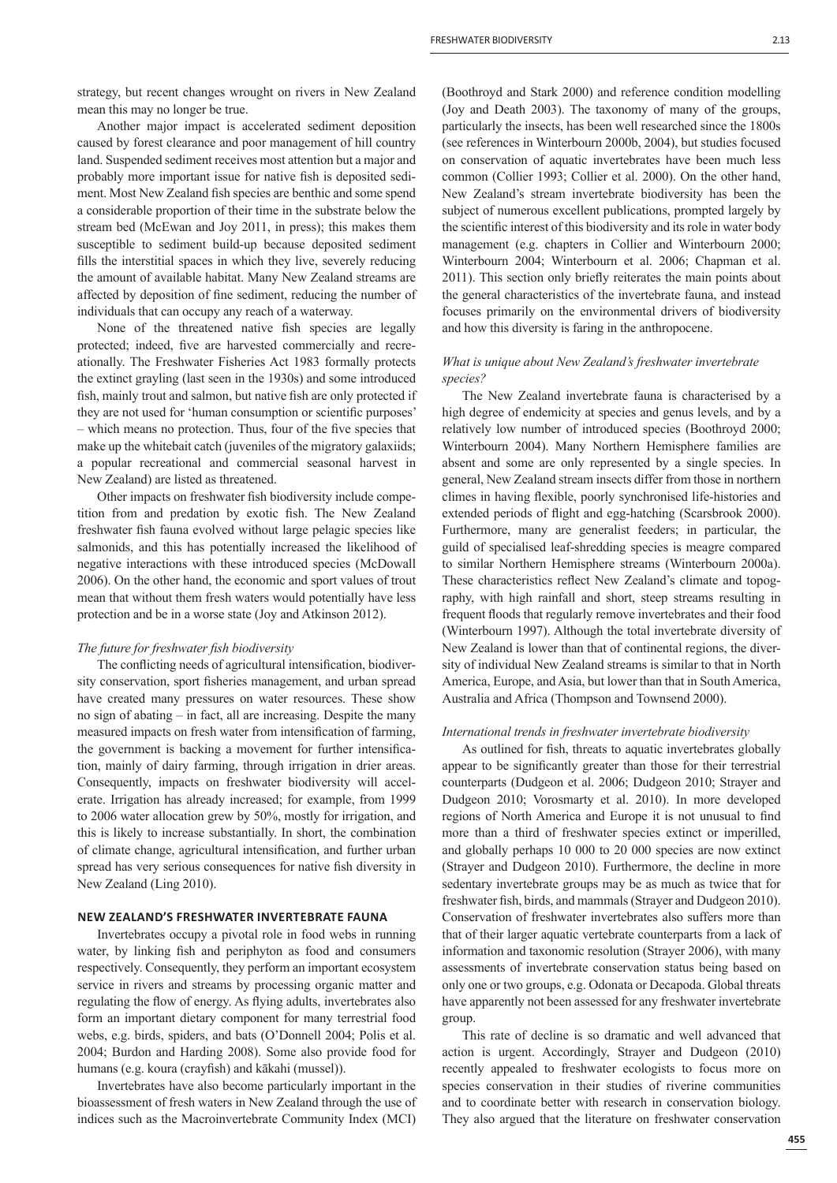strategy, but recent changes wrought on rivers in New Zealand mean this may no longer be true.

Another major impact is accelerated sediment deposition caused by forest clearance and poor management of hill country land. Suspended sediment receives most attention but a major and probably more important issue for native fish is deposited sediment. Most New Zealand fish species are benthic and some spend a considerable proportion of their time in the substrate below the stream bed (McEwan and Joy 2011, in press); this makes them susceptible to sediment build-up because deposited sediment fills the interstitial spaces in which they live, severely reducing the amount of available habitat. Many New Zealand streams are affected by deposition of fine sediment, reducing the number of individuals that can occupy any reach of a waterway.

None of the threatened native fish species are legally protected; indeed, five are harvested commercially and recreationally. The Freshwater Fisheries Act 1983 formally protects the extinct grayling (last seen in the 1930s) and some introduced fish, mainly trout and salmon, but native fish are only protected if they are not used for 'human consumption or scientific purposes' – which means no protection. Thus, four of the five species that make up the whitebait catch (juveniles of the migratory galaxiids; a popular recreational and commercial seasonal harvest in New Zealand) are listed as threatened.

Other impacts on freshwater fish biodiversity include competition from and predation by exotic fish. The New Zealand freshwater fish fauna evolved without large pelagic species like salmonids, and this has potentially increased the likelihood of negative interactions with these introduced species (McDowall 2006). On the other hand, the economic and sport values of trout mean that without them fresh waters would potentially have less protection and be in a worse state (Joy and Atkinson 2012).

*The future for freshwater fish biodiversity*

The conflicting needs of agricultural intensification, biodiversity conservation, sport fisheries management, and urban spread have created many pressures on water resources. These show no sign of abating – in fact, all are increasing. Despite the many measured impacts on fresh water from intensification of farming, the government is backing a movement for further intensification, mainly of dairy farming, through irrigation in drier areas. Consequently, impacts on freshwater biodiversity will accelerate. Irrigation has already increased; for example, from 1999 to 2006 water allocation grew by 50%, mostly for irrigation, and this is likely to increase substantially. In short, the combination of climate change, agricultural intensification, and further urban spread has very serious consequences for native fish diversity in New Zealand (Ling 2010).

## NEW ZEALAND'S FRESHWATER INVERTEBRATE FAUNA

Invertebrates occupy a pivotal role in food webs in running water, by linking fish and periphyton as food and consumers respectively. Consequently, they perform an important ecosystem service in rivers and streams by processing organic matter and regulating the flow of energy. As flying adults, invertebrates also form an important dietary component for many terrestrial food webs, e.g. birds, spiders, and bats (O'Donnell 2004; Polis et al. 2004; Burdon and Harding 2008). Some also provide food for humans (e.g. koura (crayfish) and kākahi (mussel)).

Invertebrates have also become particularly important in the bioassessment of fresh waters in New Zealand through the use of indices such as the Macroinvertebrate Community Index (MCI) (Boothroyd and Stark 2000) and reference condition modelling (Joy and Death 2003). The taxonomy of many of the groups, particularly the insects, has been well researched since the 1800s (see references in Winterbourn 2000b, 2004), but studies focused on conservation of aquatic invertebrates have been much less common (Collier 1993; Collier et al. 2000). On the other hand, New Zealand's stream invertebrate biodiversity has been the subject of numerous excellent publications, prompted largely by the scientific interest of this biodiversity and its role in water body management (e.g. chapters in Collier and Winterbourn 2000; Winterbourn 2004; Winterbourn et al. 2006; Chapman et al. 2011). This section only briefly reiterates the main points about the general characteristics of the invertebrate fauna, and instead focuses primarily on the environmental drivers of biodiversity and how this diversity is faring in the anthropocene.

*What is unique about New Zealand's freshwater invertebrate species?*

The New Zealand invertebrate fauna is characterised by a high degree of endemicity at species and genus levels, and by a relatively low number of introduced species (Boothroyd 2000; Winterbourn 2004). Many Northern Hemisphere families are absent and some are only represented by a single species. In general, New Zealand stream insects differ from those in northern climes in having flexible, poorly synchronised life-histories and extended periods of flight and egg-hatching (Scarsbrook 2000). Furthermore, many are generalist feeders; in particular, the guild of specialised leaf-shredding species is meagre compared to similar Northern Hemisphere streams (Winterbourn 2000a). These characteristics reflect New Zealand's climate and topography, with high rainfall and short, steep streams resulting in frequent floods that regularly remove invertebrates and their food (Winterbourn 1997). Although the total invertebrate diversity of New Zealand is lower than that of continental regions, the diversity of individual New Zealand streams is similar to that in North America, Europe, and Asia, but lower than that in South America, Australia and Africa (Thompson and Townsend 2000).

*International trends in freshwater invertebrate biodiversity*

As outlined for fish, threats to aquatic invertebrates globally appear to be significantly greater than those for their terrestrial counterparts (Dudgeon et al. 2006; Dudgeon 2010; Strayer and Dudgeon 2010; Vorosmarty et al. 2010). In more developed regions of North America and Europe it is not unusual to find more than a third of freshwater species extinct or imperilled, and globally perhaps 10 000 to 20 000 species are now extinct (Strayer and Dudgeon 2010). Furthermore, the decline in more sedentary invertebrate groups may be as much as twice that for freshwater fish, birds, and mammals (Strayer and Dudgeon 2010). Conservation of freshwater invertebrates also suffers more than that of their larger aquatic vertebrate counterparts from a lack of information and taxonomic resolution (Strayer 2006), with many assessments of invertebrate conservation status being based on only one or two groups, e.g. Odonata or Decapoda. Global threats have apparently not been assessed for any freshwater invertebrate group.

This rate of decline is so dramatic and well advanced that action is urgent. Accordingly, Strayer and Dudgeon (2010) recently appealed to freshwater ecologists to focus more on species conservation in their studies of riverine communities and to coordinate better with research in conservation biology. They also argued that the literature on freshwater conservation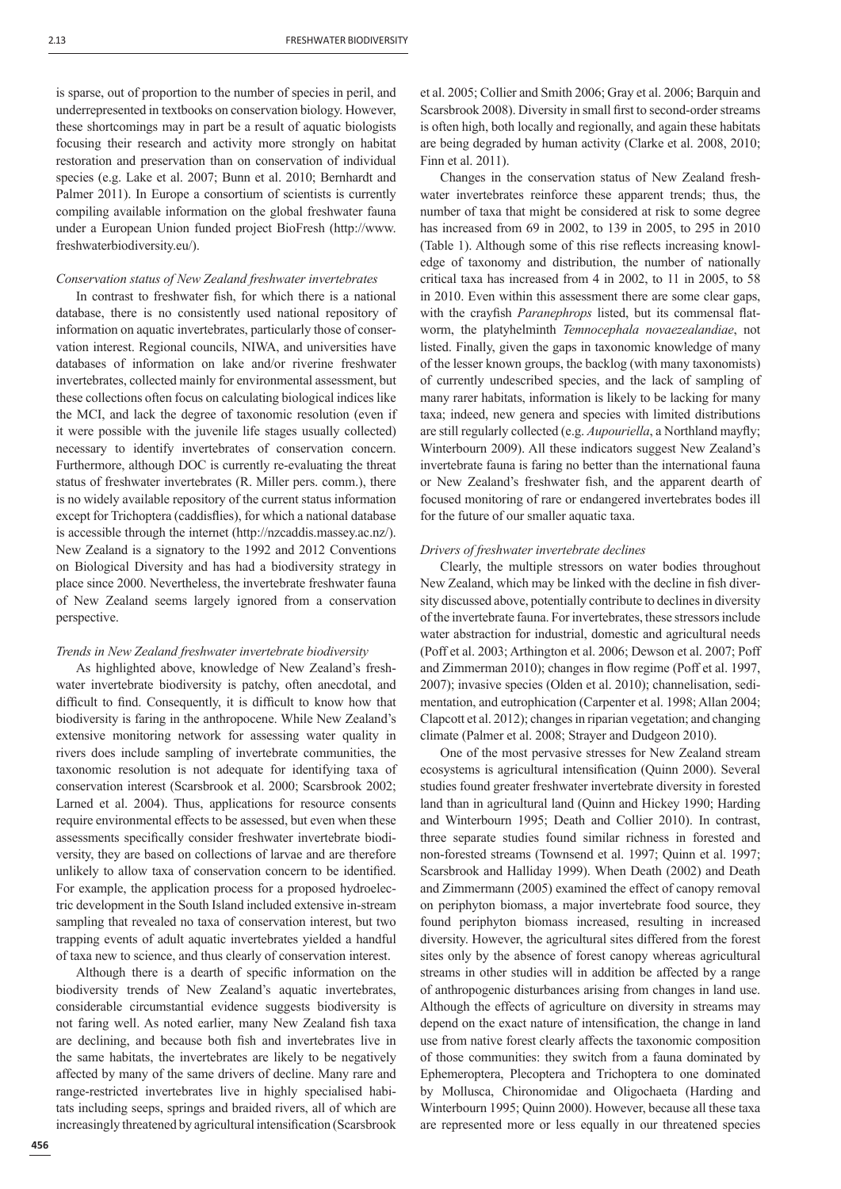is sparse, out of proportion to the number of species in peril, and underrepresented in textbooks on conservation biology. However, these shortcomings may in part be a result of aquatic biologists focusing their research and activity more strongly on habitat restoration and preservation than on conservation of individual species (e.g. Lake et al. 2007; Bunn et al. 2010; Bernhardt and Palmer 2011). In Europe a consortium of scientists is currently compiling available information on the global freshwater fauna under a European Union funded project BioFresh (http://www.freshwaterbiodiversity.eu/).

### *Conservation status of New Zealand freshwater invertebrates*

In contrast to freshwater fish, for which there is a national database, there is no consistently used national repository of information on aquatic invertebrates, particularly those of conservation interest. Regional councils, NIWA, and universities have databases of information on lake and/or riverine freshwater invertebrates, collected mainly for environmental assessment, but these collections often focus on calculating biological indices like the MCI, and lack the degree of taxonomic resolution (even if it were possible with the juvenile life stages usually collected) necessary to identify invertebrates of conservation concern. Furthermore, although DOC is currently re-evaluating the threat status of freshwater invertebrates (R. Miller pers. comm.), there is no widely available repository of the current status information except for Trichoptera (caddisflies), for which a national database is accessible through the internet (http://nzcaddis.massey.ac.nz/). New Zealand is a signatory to the 1992 and 2012 Conventions on Biological Diversity and has had a biodiversity strategy in place since 2000. Nevertheless, the invertebrate freshwater fauna of New Zealand seems largely ignored from a conservation perspective.

### *Trends in New Zealand freshwater invertebrate biodiversity*

As highlighted above, knowledge of New Zealand's freshwater invertebrate biodiversity is patchy, often anecdotal, and difficult to find. Consequently, it is difficult to know how that biodiversity is faring in the anthropocene. While New Zealand's extensive monitoring network for assessing water quality in rivers does include sampling of invertebrate communities, the taxonomic resolution is not adequate for identifying taxa of conservation interest (Scarsbrook et al. 2000; Scarsbrook 2002; Larned et al. 2004). Thus, applications for resource consents require environmental effects to be assessed, but even when these assessments specifically consider freshwater invertebrate biodiversity, they are based on collections of larvae and are therefore unlikely to allow taxa of conservation concern to be identified. For example, the application process for a proposed hydroelectric development in the South Island included extensive in-stream sampling that revealed no taxa of conservation interest, but two trapping events of adult aquatic invertebrates yielded a handful of taxa new to science, and thus clearly of conservation interest.

Although there is a dearth of specific information on the biodiversity trends of New Zealand's aquatic invertebrates, considerable circumstantial evidence suggests biodiversity is not faring well. As noted earlier, many New Zealand fish taxa are declining, and because both fish and invertebrates live in the same habitats, the invertebrates are likely to be negatively affected by many of the same drivers of decline. Many rare and range-restricted invertebrates live in highly specialised habitats including seeps, springs and braided rivers, all of which are increasingly threatened by agricultural intensification (Scarsbrook et al. 2005; Collier and Smith 2006; Gray et al. 2006; Barquin and Scarsbrook 2008). Diversity in small first to second-order streams is often high, both locally and regionally, and again these habitats are being degraded by human activity (Clarke et al. 2008, 2010; Finn et al. 2011).

Changes in the conservation status of New Zealand freshwater invertebrates reinforce these apparent trends; thus, the number of taxa that might be considered at risk to some degree has increased from 69 in 2002, to 139 in 2005, to 295 in 2010 (Table 1). Although some of this rise reflects increasing knowledge of taxonomy and distribution, the number of nationally critical taxa has increased from 4 in 2002, to 11 in 2005, to 58 in 2010. Even within this assessment there are some clear gaps, with the crayfish *Paranephrops* listed, but its commensal flatworm, the platyhelminth *Temnocephala novaezealandiae*, not listed. Finally, given the gaps in taxonomic knowledge of many of the lesser known groups, the backlog (with many taxonomists) of currently undescribed species, and the lack of sampling of many rarer habitats, information is likely to be lacking for many taxa; indeed, new genera and species with limited distributions are still regularly collected (e.g. *Aupouriella*, a Northland mayfly; Winterbourn 2009). All these indicators suggest New Zealand's invertebrate fauna is faring no better than the international fauna or New Zealand's freshwater fish, and the apparent dearth of focused monitoring of rare or endangered invertebrates bodes ill for the future of our smaller aquatic taxa.

### *Drivers of freshwater invertebrate declines*

Clearly, the multiple stressors on water bodies throughout New Zealand, which may be linked with the decline in fish diversity discussed above, potentially contribute to declines in diversity of the invertebrate fauna. For invertebrates, these stressors include water abstraction for industrial, domestic and agricultural needs (Poff et al. 2003; Arthington et al. 2006; Dewson et al. 2007; Poff and Zimmerman 2010); changes in flow regime (Poff et al. 1997, 2007); invasive species (Olden et al. 2010); channelisation, sedimentation, and eutrophication (Carpenter et al. 1998; Allan 2004; Clapcott et al. 2012); changes in riparian vegetation; and changing climate (Palmer et al. 2008; Strayer and Dudgeon 2010).

One of the most pervasive stresses for New Zealand stream ecosystems is agricultural intensification (Quinn 2000). Several studies found greater freshwater invertebrate diversity in forested land than in agricultural land (Quinn and Hickey 1990; Harding and Winterbourn 1995; Death and Collier 2010). In contrast, three separate studies found similar richness in forested and non-forested streams (Townsend et al. 1997; Quinn et al. 1997; Scarsbrook and Halliday 1999). When Death (2002) and Death and Zimmermann (2005) examined the effect of canopy removal on periphyton biomass, a major invertebrate food source, they found periphyton biomass increased, resulting in increased diversity. However, the agricultural sites differed from the forest sites only by the absence of forest canopy whereas agricultural streams in other studies will in addition be affected by a range of anthropogenic disturbances arising from changes in land use. Although the effects of agriculture on diversity in streams may depend on the exact nature of intensification, the change in land use from native forest clearly affects the taxonomic composition of those communities: they switch from a fauna dominated by Ephemeroptera, Plecoptera and Trichoptera to one dominated by Mollusca, Chironomidae and Oligochaeta (Harding and Winterbourn 1995; Quinn 2000). However, because all these taxa are represented more or less equally in our threatened species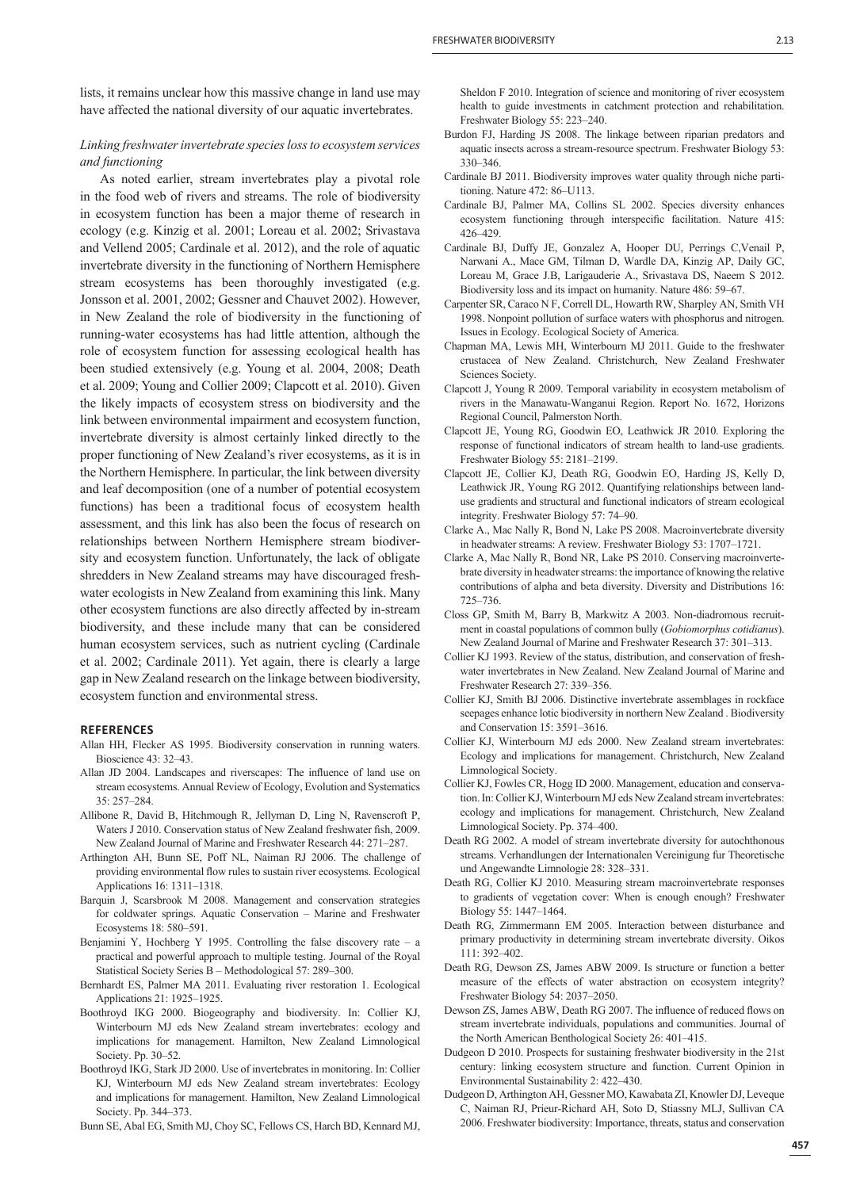lists, it remains unclear how this massive change in land use may have affected the national diversity of our aquatic invertebrates.

### *Linking freshwater invertebrate species loss to ecosystem services and functioning*

As noted earlier, stream invertebrates play a pivotal role in the food web of rivers and streams. The role of biodiversity in ecosystem function has been a major theme of research in ecology (e.g. Kinzig et al. 2001; Loreau et al. 2002; Srivastava and Vellend 2005; Cardinale et al. 2012), and the role of aquatic invertebrate diversity in the functioning of Northern Hemisphere stream ecosystems has been thoroughly investigated (e.g. Jonsson et al. 2001, 2002; Gessner and Chauvet 2002). However, in New Zealand the role of biodiversity in the functioning of running-water ecosystems has had little attention, although the role of ecosystem function for assessing ecological health has been studied extensively (e.g. Young et al. 2004, 2008; Death et al. 2009; Young and Collier 2009; Clapcott et al. 2010). Given the likely impacts of ecosystem stress on biodiversity and the link between environmental impairment and ecosystem function, invertebrate diversity is almost certainly linked directly to the proper functioning of New Zealand's river ecosystems, as it is in the Northern Hemisphere. In particular, the link between diversity and leaf decomposition (one of a number of potential ecosystem functions) has been a traditional focus of ecosystem health assessment, and this link has also been the focus of research on relationships between Northern Hemisphere stream biodiversity and ecosystem function. Unfortunately, the lack of obligate shredders in New Zealand streams may have discouraged freshwater ecologists in New Zealand from examining this link. Many other ecosystem functions are also directly affected by in-stream biodiversity, and these include many that can be considered human ecosystem services, such as nutrient cycling (Cardinale et al. 2002; Cardinale 2011). Yet again, there is clearly a large gap in New Zealand research on the linkage between biodiversity, ecosystem function and environmental stress.

## REFERENCES

Allan HH, Flecker AS 1995. Biodiversity conservation in running waters. Bioscience 43: 32–43.

Allan JD 2004. Landscapes and riverscapes: The influence of land use on stream ecosystems. Annual Review of Ecology, Evolution and Systematics 35: 257–284.

Allibone R, David B, Hitchmough R, Jellyman D, Ling N, Ravenscroft P, Waters J 2010. Conservation status of New Zealand freshwater fish, 2009. New Zealand Journal of Marine and Freshwater Research 44: 271–287.

Arthington AH, Bunn SE, Poff NL, Naiman RJ 2006. The challenge of providing environmental flow rules to sustain river ecosystems. Ecological Applications 16: 1311–1318.

Barquin J, Scarsbrook M 2008. Management and conservation strategies for coldwater springs. Aquatic Conservation – Marine and Freshwater Ecosystems 18: 580–591.

Benjamini Y, Hochberg Y 1995. Controlling the false discovery rate – a practical and powerful approach to multiple testing. Journal of the Royal Statistical Society Series B – Methodological 57: 289–300.

Bernhardt ES, Palmer MA 2011. Evaluating river restoration 1. Ecological Applications 21: 1925–1925.

Boothroyd IKG 2000. Biogeography and biodiversity. In: Collier KJ, Winterbourn MJ eds New Zealand stream invertebrates: ecology and implications for management. Hamilton, New Zealand Limnological Society. Pp. 30–52.

Boothroyd IKG, Stark JD 2000. Use of invertebrates in monitoring. In: Collier KJ, Winterbourn MJ eds New Zealand stream invertebrates: Ecology and implications for management. Hamilton, New Zealand Limnological Society. Pp. 344–373.

Bunn SE, Abal EG, Smith MJ, Choy SC, Fellows CS, Harch BD, Kennard MJ, Sheldon F 2010. Integration of science and monitoring of river ecosystem health to guide investments in catchment protection and rehabilitation. Freshwater Biology 55: 223–240.

Burdon FJ, Harding JS 2008. The linkage between riparian predators and aquatic insects across a stream-resource spectrum. Freshwater Biology 53: 330–346.

Cardinale BJ 2011. Biodiversity improves water quality through niche partitioning. Nature 472: 86–U113.

Cardinale BJ, Palmer MA, Collins SL 2002. Species diversity enhances ecosystem functioning through interspecific facilitation. Nature 415: 426–429.

Cardinale BJ, Duffy JE, Gonzalez A, Hooper DU, Perrings C,Venail P, Narwani A., Mace GM, Tilman D, Wardle DA, Kinzig AP, Daily GC, Loreau M, Grace J.B, Larigauderie A., Srivastava DS, Naeem S 2012. Biodiversity loss and its impact on humanity. Nature 486: 59–67.

Carpenter SR, Caraco N F, Correll DL, Howarth RW, Sharpley AN, Smith VH 1998. Nonpoint pollution of surface waters with phosphorus and nitrogen. Issues in Ecology. Ecological Society of America.

Chapman MA, Lewis MH, Winterbourn MJ 2011. Guide to the freshwater crustacea of New Zealand. Christchurch, New Zealand Freshwater Sciences Society.

Clapcott J, Young R 2009. Temporal variability in ecosystem metabolism of rivers in the Manawatu-Wanganui Region. Report No. 1672, Horizons Regional Council, Palmerston North.

Clapcott JE, Young RG, Goodwin EO, Leathwick JR 2010. Exploring the response of functional indicators of stream health to land-use gradients. Freshwater Biology 55: 2181–2199.

Clapcott JE, Collier KJ, Death RG, Goodwin EO, Harding JS, Kelly D, Leathwick JR, Young RG 2012. Quantifying relationships between land-use gradients and structural and functional indicators of stream ecological integrity. Freshwater Biology 57: 74–90.

Clarke A., Mac Nally R, Bond N, Lake PS 2008. Macroinvertebrate diversity in headwater streams: A review. Freshwater Biology 53: 1707–1721.

Clarke A, Mac Nally R, Bond NR, Lake PS 2010. Conserving macroinvertebrate diversity in headwater streams: the importance of knowing the relative contributions of alpha and beta diversity. Diversity and Distributions 16: 725–736.

Closs GP, Smith M, Barry B, Markwitz A 2003. Non-diadromous recruitment in coastal populations of common bully (*Gobiomorphus cotidianus*). New Zealand Journal of Marine and Freshwater Research 37: 301–313.

Collier KJ 1993. Review of the status, distribution, and conservation of freshwater invertebrates in New Zealand. New Zealand Journal of Marine and Freshwater Research 27: 339–356.

Collier KJ, Smith BJ 2006. Distinctive invertebrate assemblages in rockface seepages enhance lotic biodiversity in northern New Zealand . Biodiversity and Conservation 15: 3591–3616.

Collier KJ, Winterbourn MJ eds 2000. New Zealand stream invertebrates: Ecology and implications for management. Christchurch, New Zealand Limnological Society.

Collier KJ, Fowles CR, Hogg ID 2000. Management, education and conservation. In: Collier KJ, Winterbourn MJ eds New Zealand stream invertebrates: ecology and implications for management. Christchurch, New Zealand Limnological Society. Pp. 374–400.

Death RG 2002. A model of stream invertebrate diversity for autochthonous streams. Verhandlungen der Internationalen Vereinigung fur Theoretische und Angewandte Limnologie 28: 328–331.

Death RG, Collier KJ 2010. Measuring stream macroinvertebrate responses to gradients of vegetation cover: When is enough enough? Freshwater Biology 55: 1447–1464.

Death RG, Zimmermann EM 2005. Interaction between disturbance and primary productivity in determining stream invertebrate diversity. Oikos 111: 392–402.

Death RG, Dewson ZS, James ABW 2009. Is structure or function a better measure of the effects of water abstraction on ecosystem integrity? Freshwater Biology 54: 2037–2050.

Dewson ZS, James ABW, Death RG 2007. The influence of reduced flows on stream invertebrate individuals, populations and communities. Journal of the North American Benthological Society 26: 401–415.

Dudgeon D 2010. Prospects for sustaining freshwater biodiversity in the 21st century: linking ecosystem structure and function. Current Opinion in Environmental Sustainability 2: 422–430.

Dudgeon D, Arthington AH, Gessner MO, Kawabata ZI, Knowler DJ, Leveque C, Naiman RJ, Prieur-Richard AH, Soto D, Stiassny MLJ, Sullivan CA 2006. Freshwater biodiversity: Importance, threats, status and conservation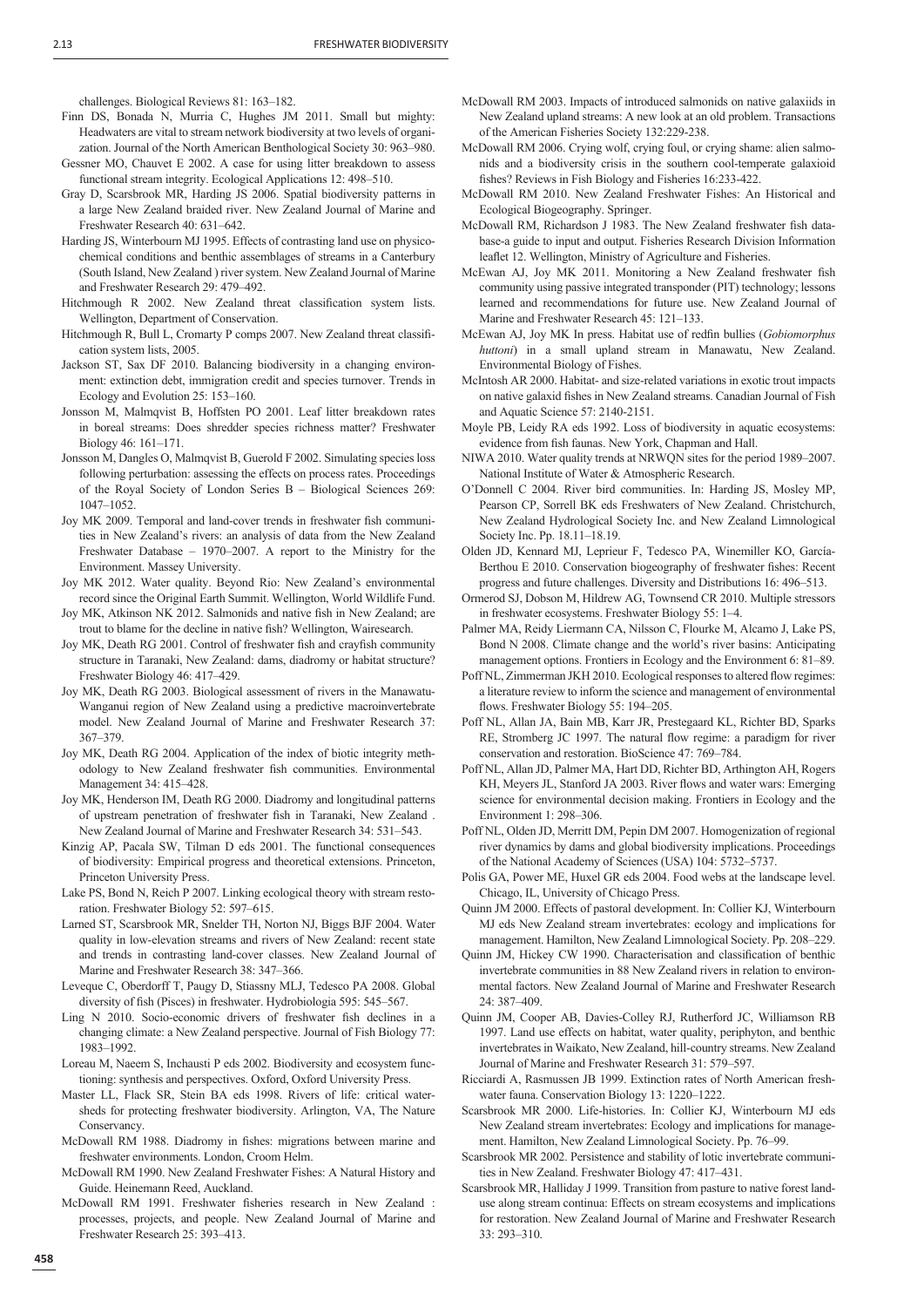challenges. Biological Reviews 81: 163–182.

Finn DS, Bonada N, Murria C, Hughes JM 2011. Small but mighty: Headwaters are vital to stream network biodiversity at two levels of organization. Journal of the North American Benthological Society 30: 963–980.

Gessner MO, Chauvet E 2002. A case for using litter breakdown to assess functional stream integrity. Ecological Applications 12: 498–510.

Gray D, Scarsbrook MR, Harding JS 2006. Spatial biodiversity patterns in a large New Zealand braided river. New Zealand Journal of Marine and Freshwater Research 40: 631–642.

Harding JS, Winterbourn MJ 1995. Effects of contrasting land use on physicochemical conditions and benthic assemblages of streams in a Canterbury (South Island, New Zealand ) river system. New Zealand Journal of Marine and Freshwater Research 29: 479–492.

Hitchmough R 2002. New Zealand threat classification system lists. Wellington, Department of Conservation.

Hitchmough R, Bull L, Cromarty P comps 2007. New Zealand threat classification system lists, 2005.

Jackson ST, Sax DF 2010. Balancing biodiversity in a changing environment: extinction debt, immigration credit and species turnover. Trends in Ecology and Evolution 25: 153–160.

Jonsson M, Malmqvist B, Hoffsten PO 2001. Leaf litter breakdown rates in boreal streams: Does shredder species richness matter? Freshwater Biology 46: 161–171.

Jonsson M, Dangles O, Malmqvist B, Guerold F 2002. Simulating species loss following perturbation: assessing the effects on process rates. Proceedings of the Royal Society of London Series B – Biological Sciences 269: 1047–1052.

Joy MK 2009. Temporal and land-cover trends in freshwater fish communities in New Zealand's rivers: an analysis of data from the New Zealand Freshwater Database – 1970–2007. A report to the Ministry for the Environment. Massey University.

Joy MK 2012. Water quality. Beyond Rio: New Zealand's environmental record since the Original Earth Summit. Wellington, World Wildlife Fund.

Joy MK, Atkinson NK 2012. Salmonids and native fish in New Zealand; are trout to blame for the decline in native fish? Wellington, Wairesearch.

Joy MK, Death RG 2001. Control of freshwater fish and crayfish community structure in Taranaki, New Zealand: dams, diadromy or habitat structure? Freshwater Biology 46: 417–429.

Joy MK, Death RG 2003. Biological assessment of rivers in the Manawatu-Wanganui region of New Zealand using a predictive macroinvertebrate model. New Zealand Journal of Marine and Freshwater Research 37: 367–379.

Joy MK, Death RG 2004. Application of the index of biotic integrity methodology to New Zealand freshwater fish communities. Environmental Management 34: 415–428.

Joy MK, Henderson IM, Death RG 2000. Diadromy and longitudinal patterns of upstream penetration of freshwater fish in Taranaki, New Zealand . New Zealand Journal of Marine and Freshwater Research 34: 531–543.

Kinzig AP, Pacala SW, Tilman D eds 2001. The functional consequences of biodiversity: Empirical progress and theoretical extensions. Princeton, Princeton University Press.

Lake PS, Bond N, Reich P 2007. Linking ecological theory with stream restoration. Freshwater Biology 52: 597–615.

Larned ST, Scarsbrook MR, Snelder TH, Norton NJ, Biggs BJF 2004. Water quality in low-elevation streams and rivers of New Zealand: recent state and trends in contrasting land-cover classes. New Zealand Journal of Marine and Freshwater Research 38: 347–366.

Leveque C, Oberdorff T, Paugy D, Stiassny MLJ, Tedesco PA 2008. Global diversity of fish (Pisces) in freshwater. Hydrobiologia 595: 545–567.

Ling N 2010. Socio-economic drivers of freshwater fish declines in a changing climate: a New Zealand perspective. Journal of Fish Biology 77: 1983–1992.

Loreau M, Naeem S, Inchausti P eds 2002. Biodiversity and ecosystem functioning: synthesis and perspectives. Oxford, Oxford University Press.

Master LL, Flack SR, Stein BA eds 1998. Rivers of life: critical watersheds for protecting freshwater biodiversity. Arlington, VA, The Nature Conservancy.

McDowall RM 1988. Diadromy in fishes: migrations between marine and freshwater environments. London, Croom Helm.

McDowall RM 1990. New Zealand Freshwater Fishes: A Natural History and Guide. Heinemann Reed, Auckland.

McDowall RM 1991. Freshwater fisheries research in New Zealand : processes, projects, and people. New Zealand Journal of Marine and Freshwater Research 25: 393–413.

McDowall RM 2003. Impacts of introduced salmonids on native galaxiids in New Zealand upland streams: A new look at an old problem. Transactions of the American Fisheries Society 132:229-238.

McDowall RM 2006. Crying wolf, crying foul, or crying shame: alien salmonids and a biodiversity crisis in the southern cool-temperate galaxioid fishes? Reviews in Fish Biology and Fisheries 16:233-422.

McDowall RM 2010. New Zealand Freshwater Fishes: An Historical and Ecological Biogeography. Springer.

McDowall RM, Richardson J 1983. The New Zealand freshwater fish database-a guide to input and output. Fisheries Research Division Information leaflet 12. Wellington, Ministry of Agriculture and Fisheries.

McEwan AJ, Joy MK 2011. Monitoring a New Zealand freshwater fish community using passive integrated transponder (PIT) technology; lessons learned and recommendations for future use. New Zealand Journal of Marine and Freshwater Research 45: 121–133.

McEwan AJ, Joy MK In press. Habitat use of redfin bullies (*Gobiomorphus huttoni*) in a small upland stream in Manawatu, New Zealand. Environmental Biology of Fishes.

McIntosh AR 2000. Habitat- and size-related variations in exotic trout impacts on native galaxid fishes in New Zealand streams. Canadian Journal of Fish and Aquatic Science 57: 2140-2151.

Moyle PB, Leidy RA eds 1992. Loss of biodiversity in aquatic ecosystems: evidence from fish faunas. New York, Chapman and Hall.

NIWA 2010. Water quality trends at NRWQN sites for the period 1989–2007. National Institute of Water & Atmospheric Research.

O'Donnell C 2004. River bird communities. In: Harding JS, Mosley MP, Pearson CP, Sorrell BK eds Freshwaters of New Zealand. Christchurch, New Zealand Hydrological Society Inc. and New Zealand Limnological Society Inc. Pp. 18.11–18.19.

Olden JD, Kennard MJ, Leprieur F, Tedesco PA, Winemiller KO, García-Berthou E 2010. Conservation biogeography of freshwater fishes: Recent progress and future challenges. Diversity and Distributions 16: 496–513.

Ormerod SJ, Dobson M, Hildrew AG, Townsend CR 2010. Multiple stressors in freshwater ecosystems. Freshwater Biology 55: 1–4.

Palmer MA, Reidy Liermann CA, Nilsson C, Flourke M, Alcamo J, Lake PS, Bond N 2008. Climate change and the world's river basins: Anticipating management options. Frontiers in Ecology and the Environment 6: 81–89.

Poff NL, Zimmerman JKH 2010. Ecological responses to altered flow regimes: a literature review to inform the science and management of environmental flows. Freshwater Biology 55: 194–205.

Poff NL, Allan JA, Bain MB, Karr JR, Prestegaard KL, Richter BD, Sparks RE, Stromberg JC 1997. The natural flow regime: a paradigm for river conservation and restoration. BioScience 47: 769–784.

Poff NL, Allan JD, Palmer MA, Hart DD, Richter BD, Arthington AH, Rogers KH, Meyers JL, Stanford JA 2003. River flows and water wars: Emerging science for environmental decision making. Frontiers in Ecology and the Environment 1: 298–306.

Poff NL, Olden JD, Merritt DM, Pepin DM 2007. Homogenization of regional river dynamics by dams and global biodiversity implications. Proceedings of the National Academy of Sciences (USA) 104: 5732–5737.

Polis GA, Power ME, Huxel GR eds 2004. Food webs at the landscape level. Chicago, IL, University of Chicago Press.

Quinn JM 2000. Effects of pastoral development. In: Collier KJ, Winterbourn MJ eds New Zealand stream invertebrates: ecology and implications for management. Hamilton, New Zealand Limnological Society. Pp. 208–229.

Quinn JM, Hickey CW 1990. Characterisation and classification of benthic invertebrate communities in 88 New Zealand rivers in relation to environmental factors. New Zealand Journal of Marine and Freshwater Research 24: 387–409.

Quinn JM, Cooper AB, Davies-Colley RJ, Rutherford JC, Williamson RB 1997. Land use effects on habitat, water quality, periphyton, and benthic invertebrates in Waikato, New Zealand, hill-country streams. New Zealand Journal of Marine and Freshwater Research 31: 579–597.

Ricciardi A, Rasmussen JB 1999. Extinction rates of North American freshwater fauna. Conservation Biology 13: 1220–1222.

Scarsbrook MR 2000. Life-histories. In: Collier KJ, Winterbourn MJ eds New Zealand stream invertebrates: Ecology and implications for management. Hamilton, New Zealand Limnological Society. Pp. 76–99.

Scarsbrook MR 2002. Persistence and stability of lotic invertebrate communities in New Zealand. Freshwater Biology 47: 417–431.

Scarsbrook MR, Halliday J 1999. Transition from pasture to native forest landuse along stream continua: Effects on stream ecosystems and implications for restoration. New Zealand Journal of Marine and Freshwater Research 33: 293–310.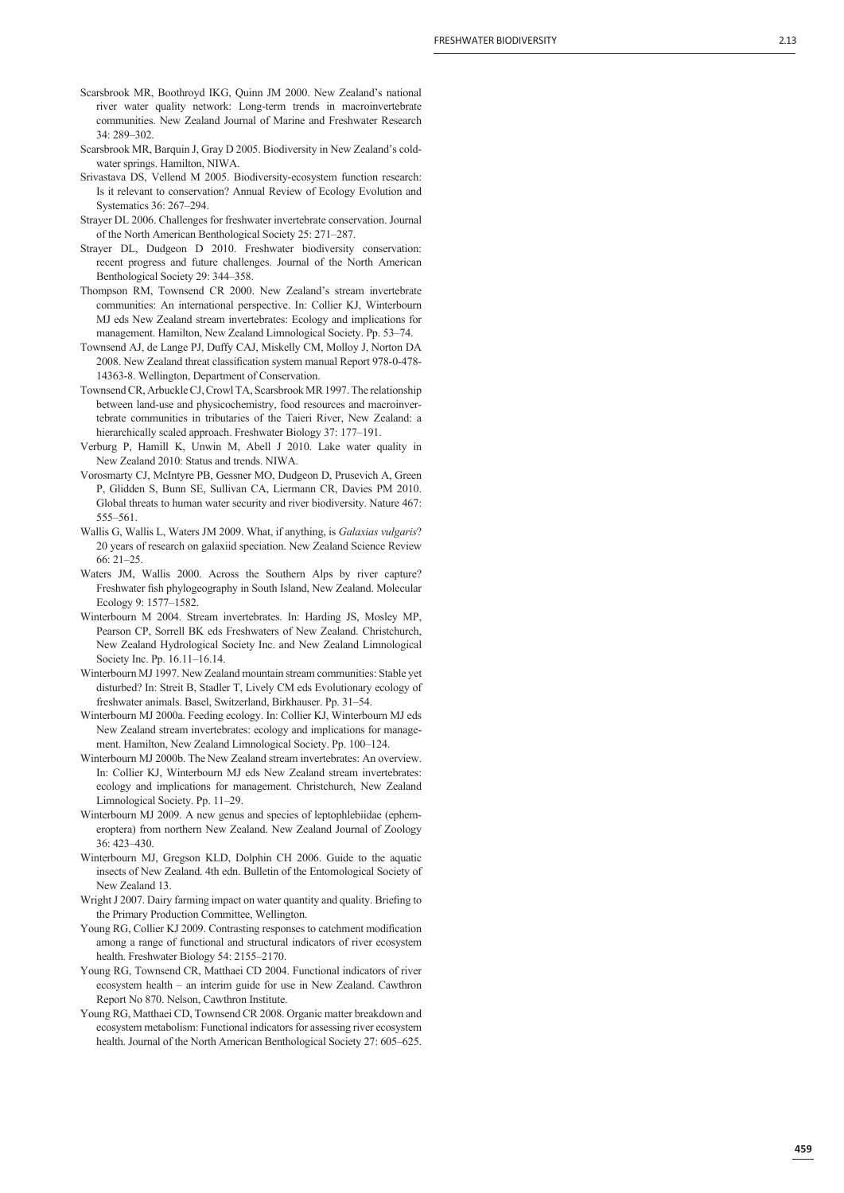Scarsbrook MR, Boothroyd IKG, Quinn JM 2000. New Zealand's national river water quality network: Long-term trends in macroinvertebrate communities. New Zealand Journal of Marine and Freshwater Research 34: 289–302.

Scarsbrook MR, Barquin J, Gray D 2005. Biodiversity in New Zealand's cold-water springs. Hamilton, NIWA.

Srivastava DS, Vellend M 2005. Biodiversity-ecosystem function research: Is it relevant to conservation? Annual Review of Ecology Evolution and Systematics 36: 267–294.

Strayer DL 2006. Challenges for freshwater invertebrate conservation. Journal of the North American Benthological Society 25: 271–287.

Strayer DL, Dudgeon D 2010. Freshwater biodiversity conservation: recent progress and future challenges. Journal of the North American Benthological Society 29: 344–358.

Thompson RM, Townsend CR 2000. New Zealand's stream invertebrate communities: An international perspective. In: Collier KJ, Winterbourn MJ eds New Zealand stream invertebrates: Ecology and implications for management. Hamilton, New Zealand Limnological Society. Pp. 53–74.

Townsend AJ, de Lange PJ, Duffy CAJ, Miskelly CM, Molloy J, Norton DA 2008. New Zealand threat classification system manual Report 978-0-478-14363-8. Wellington, Department of Conservation.

Townsend CR, Arbuckle CJ, Crowl TA, Scarsbrook MR 1997. The relationship between land-use and physicochemistry, food resources and macroinvertebrate communities in tributaries of the Taieri River, New Zealand: a hierarchically scaled approach. Freshwater Biology 37: 177–191.

Verburg P, Hamill K, Unwin M, Abell J 2010. Lake water quality in New Zealand 2010: Status and trends. NIWA.

Vorosmarty CJ, McIntyre PB, Gessner MO, Dudgeon D, Prusevich A, Green P, Glidden S, Bunn SE, Sullivan CA, Liermann CR, Davies PM 2010. Global threats to human water security and river biodiversity. Nature 467: 555–561.

Wallis G, Wallis L, Waters JM 2009. What, if anything, is *Galaxias vulgaris*? 20 years of research on galaxiid speciation. New Zealand Science Review 66: 21–25.

Waters JM, Wallis 2000. Across the Southern Alps by river capture? Freshwater fish phylogeography in South Island, New Zealand. Molecular Ecology 9: 1577–1582.

Winterbourn M 2004. Stream invertebrates. In: Harding JS, Mosley MP, Pearson CP, Sorrell BK eds Freshwaters of New Zealand. Christchurch, New Zealand Hydrological Society Inc. and New Zealand Limnological Society Inc. Pp. 16.11–16.14.

Winterbourn MJ 1997. New Zealand mountain stream communities: Stable yet disturbed? In: Streit B, Stadler T, Lively CM eds Evolutionary ecology of freshwater animals. Basel, Switzerland, Birkhauser. Pp. 31–54.

Winterbourn MJ 2000a. Feeding ecology. In: Collier KJ, Winterbourn MJ eds New Zealand stream invertebrates: ecology and implications for management. Hamilton, New Zealand Limnological Society. Pp. 100–124.

Winterbourn MJ 2000b. The New Zealand stream invertebrates: An overview. In: Collier KJ, Winterbourn MJ eds New Zealand stream invertebrates: ecology and implications for management. Christchurch, New Zealand Limnological Society. Pp. 11–29.

Winterbourn MJ 2009. A new genus and species of leptophlebiidae (ephemeroptera) from northern New Zealand. New Zealand Journal of Zoology 36: 423–430.

Winterbourn MJ, Gregson KLD, Dolphin CH 2006. Guide to the aquatic insects of New Zealand. 4th edn. Bulletin of the Entomological Society of New Zealand 13.

Wright J 2007. Dairy farming impact on water quantity and quality. Briefing to the Primary Production Committee, Wellington.

Young RG, Collier KJ 2009. Contrasting responses to catchment modification among a range of functional and structural indicators of river ecosystem health. Freshwater Biology 54: 2155–2170.

Young RG, Townsend CR, Matthaei CD 2004. Functional indicators of river ecosystem health – an interim guide for use in New Zealand. Cawthron Report No 870. Nelson, Cawthron Institute.

Young RG, Matthaei CD, Townsend CR 2008. Organic matter breakdown and ecosystem metabolism: Functional indicators for assessing river ecosystem health. Journal of the North American Benthological Society 27: 605–625.